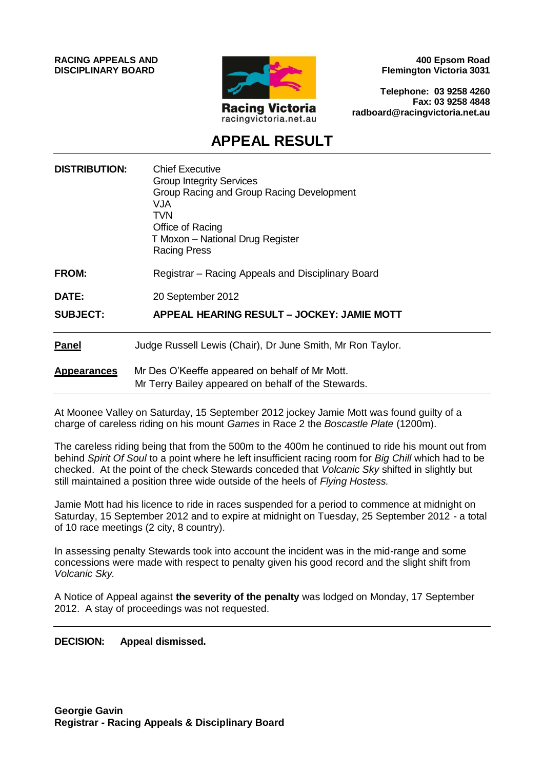**RACING APPEALS AND DISCIPLINARY BOARD**

Racing Victoria
racingvictoria.net.au

**400 Epsom Road**
**Flemington Victoria 3031**

**Telephone: 03 9258 4260**
**Fax: 03 9258 4848**
**radboard@racingvictoria.net.au**

# APPEAL RESULT

**DISTRIBUTION:** Chief Executive
Group Integrity Services
Group Racing and Group Racing Development
VJA
TVN
Office of Racing
T Moxon – National Drug Register
Racing Press

**FROM:** Registrar – Racing Appeals and Disciplinary Board

**DATE:** 20 September 2012

**SUBJECT:** **APPEAL HEARING RESULT – JOCKEY: JAMIE MOTT**

**Panel** Judge Russell Lewis (Chair), Dr June Smith, Mr Ron Taylor.

**Appearances** Mr Des O'Keeffe appeared on behalf of Mr Mott.
Mr Terry Bailey appeared on behalf of the Stewards.

At Moonee Valley on Saturday, 15 September 2012 jockey Jamie Mott was found guilty of a charge of careless riding on his mount *Games* in Race 2 the *Boscastle Plate* (1200m).

The careless riding being that from the 500m to the 400m he continued to ride his mount out from behind *Spirit Of Soul* to a point where he left insufficient racing room for *Big Chill* which had to be checked. At the point of the check Stewards conceded that *Volcanic Sky* shifted in slightly but still maintained a position three wide outside of the heels of *Flying Hostess.*

Jamie Mott had his licence to ride in races suspended for a period to commence at midnight on Saturday, 15 September 2012 and to expire at midnight on Tuesday, 25 September 2012 - a total of 10 race meetings (2 city, 8 country).

In assessing penalty Stewards took into account the incident was in the mid-range and some concessions were made with respect to penalty given his good record and the slight shift from *Volcanic Sky.*

A Notice of Appeal against **the severity of the penalty** was lodged on Monday, 17 September 2012. A stay of proceedings was not requested.

**DECISION: Appeal dismissed.**

**Georgie Gavin**
**Registrar - Racing Appeals & Disciplinary Board**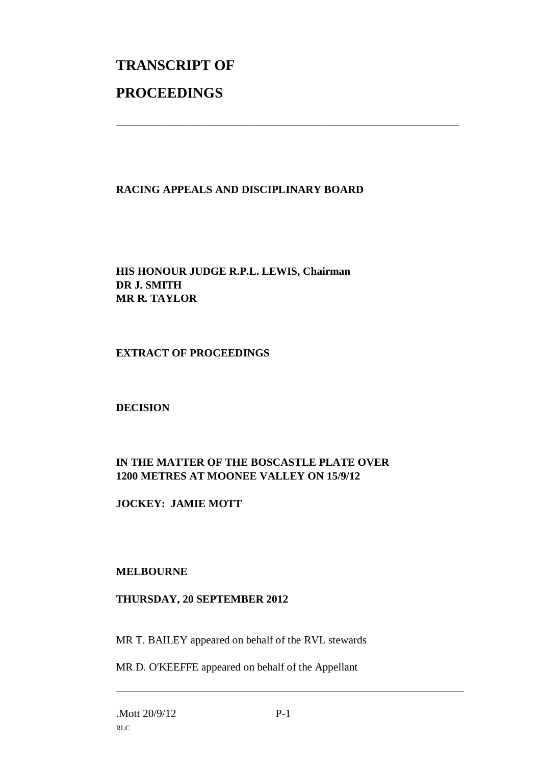# TRANSCRIPT OF

# PROCEEDINGS

---

**RACING APPEALS AND DISCIPLINARY BOARD**

**HIS HONOUR JUDGE R.P.L. LEWIS, Chairman**
**DR J. SMITH**
**MR R. TAYLOR**

**EXTRACT OF PROCEEDINGS**

**DECISION**

**IN THE MATTER OF THE BOSCASTLE PLATE OVER 1200 METRES AT MOONEE VALLEY ON 15/9/12**

**JOCKEY: JAMIE MOTT**

**MELBOURNE**

**THURSDAY, 20 SEPTEMBER 2012**

MR T. BAILEY appeared on behalf of the RVL stewards

MR D. O'KEEFFE appeared on behalf of the Appellant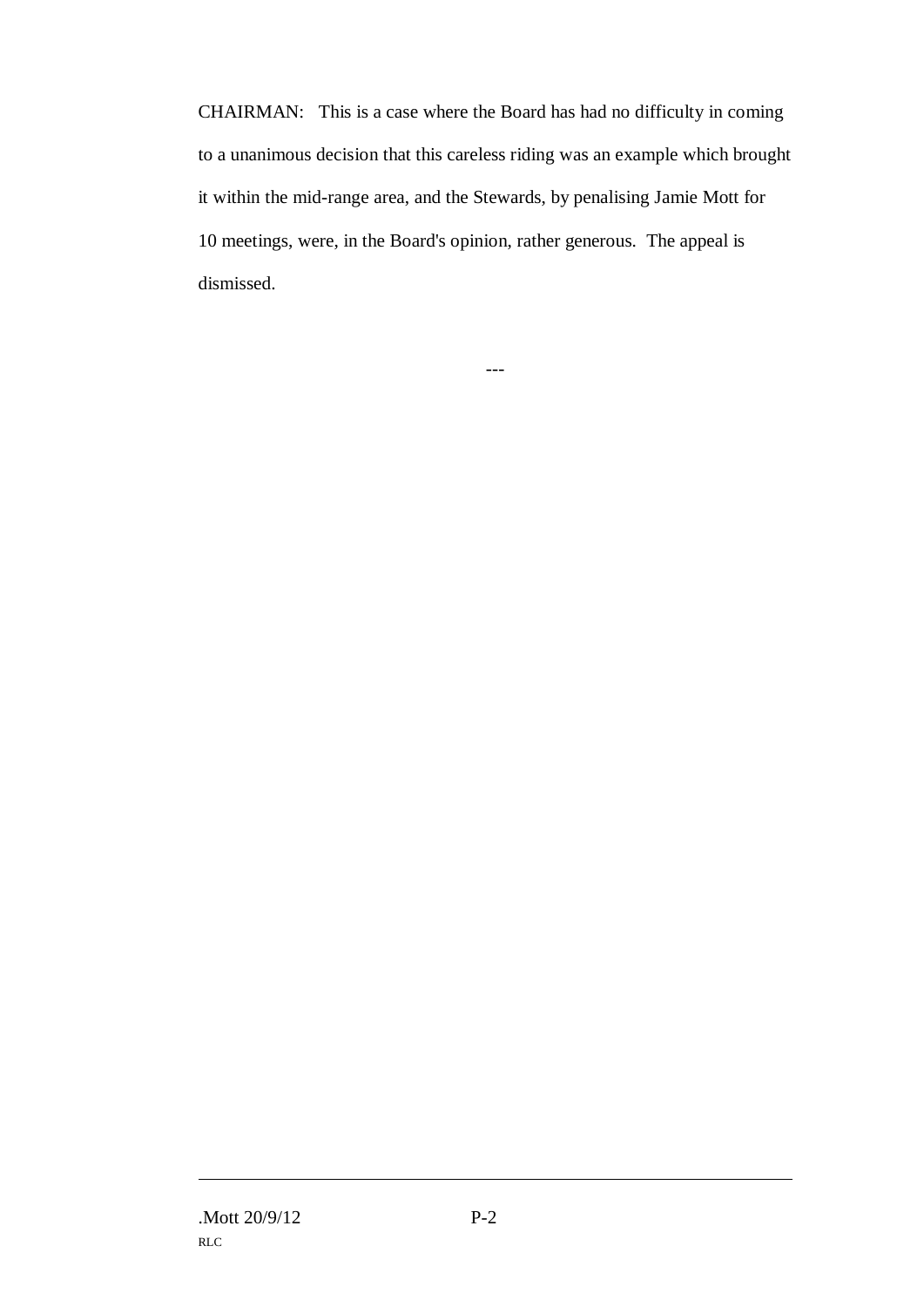CHAIRMAN: This is a case where the Board has had no difficulty in coming to a unanimous decision that this careless riding was an example which brought it within the mid-range area, and the Stewards, by penalising Jamie Mott for 10 meetings, were, in the Board's opinion, rather generous. The appeal is dismissed.

---